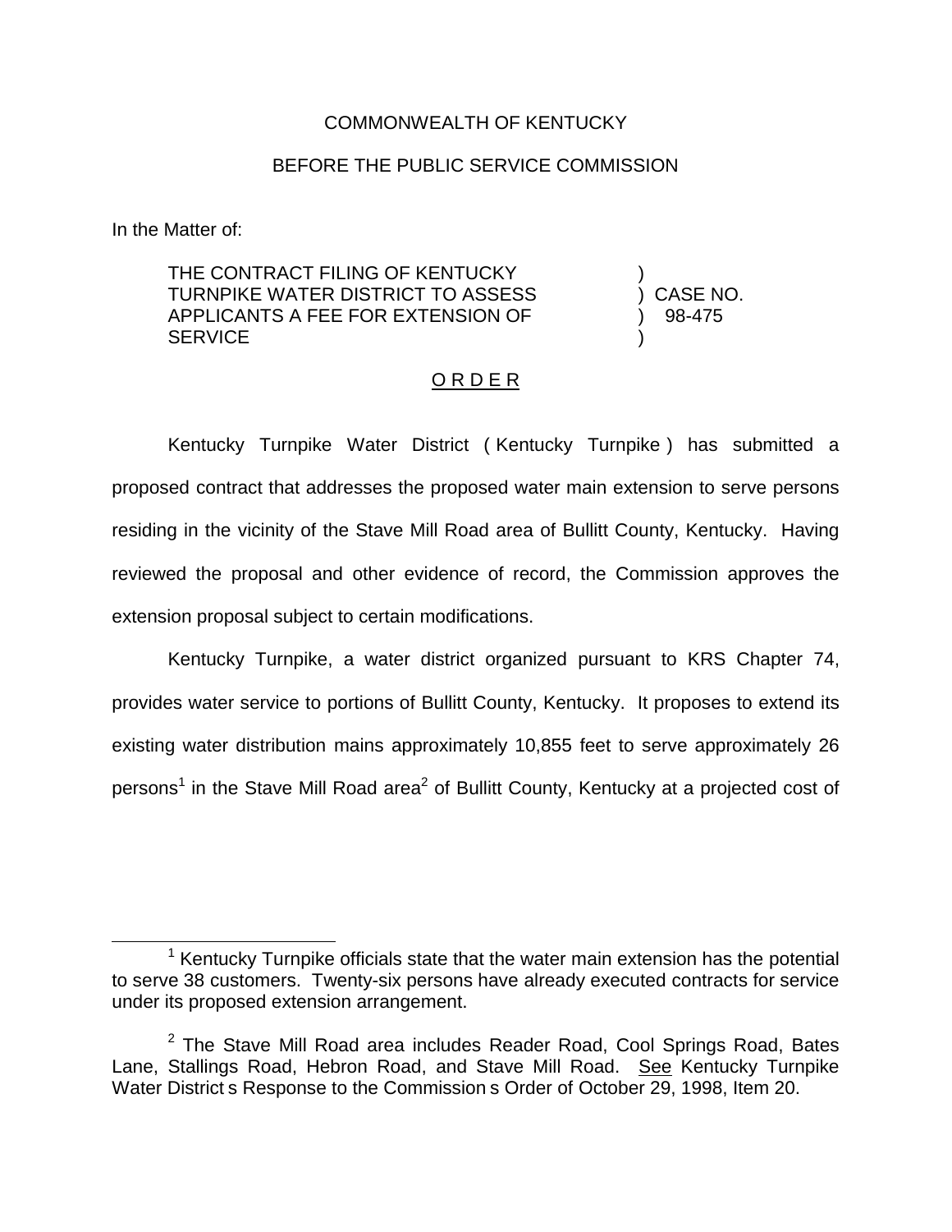COMMONWEALTH OF KENTUCKY

BEFORE THE PUBLIC SERVICE COMMISSION

In the Matter of:

| | |
|---|---|
| THE CONTRACT FILING OF KENTUCKY TURNPIKE WATER DISTRICT TO ASSESS APPLICANTS A FEE FOR EXTENSION OF SERVICE | ) CASE NO. 98-475 |

O R D E R

Kentucky Turnpike Water District ( Kentucky Turnpike ) has submitted a proposed contract that addresses the proposed water main extension to serve persons residing in the vicinity of the Stave Mill Road area of Bullitt County, Kentucky. Having reviewed the proposal and other evidence of record, the Commission approves the extension proposal subject to certain modifications.

Kentucky Turnpike, a water district organized pursuant to KRS Chapter 74, provides water service to portions of Bullitt County, Kentucky. It proposes to extend its existing water distribution mains approximately 10,855 feet to serve approximately 26 persons[1] in the Stave Mill Road area[2] of Bullitt County, Kentucky at a projected cost of

[1] Kentucky Turnpike officials state that the water main extension has the potential to serve 38 customers. Twenty-six persons have already executed contracts for service under its proposed extension arrangement.

[2] The Stave Mill Road area includes Reader Road, Cool Springs Road, Bates Lane, Stallings Road, Hebron Road, and Stave Mill Road. See Kentucky Turnpike Water District s Response to the Commission s Order of October 29, 1998, Item 20.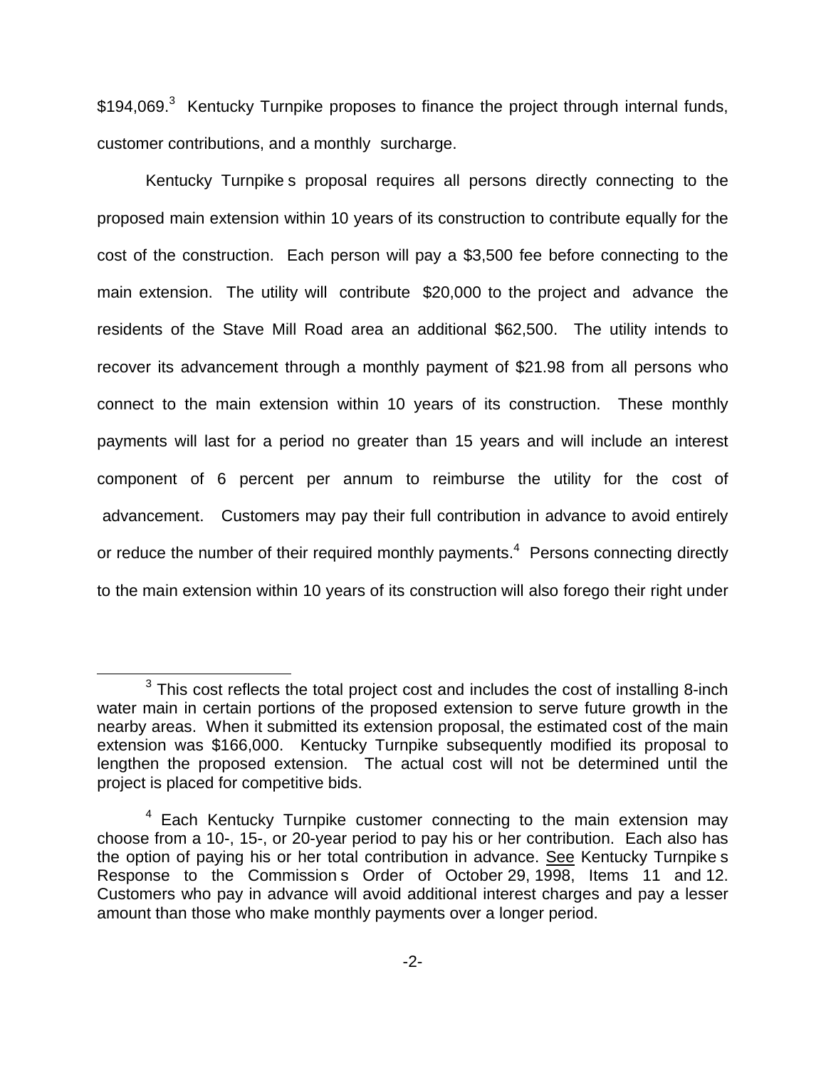$194,069.[3] Kentucky Turnpike proposes to finance the project through internal funds, customer contributions, and a monthly surcharge.

Kentucky Turnpike s proposal requires all persons directly connecting to the proposed main extension within 10 years of its construction to contribute equally for the cost of the construction. Each person will pay a $3,500 fee before connecting to the main extension. The utility will contribute $20,000 to the project and advance the residents of the Stave Mill Road area an additional $62,500. The utility intends to recover its advancement through a monthly payment of $21.98 from all persons who connect to the main extension within 10 years of its construction. These monthly payments will last for a period no greater than 15 years and will include an interest component of 6 percent per annum to reimburse the utility for the cost of advancement. Customers may pay their full contribution in advance to avoid entirely or reduce the number of their required monthly payments.[4] Persons connecting directly to the main extension within 10 years of its construction will also forego their right under

---

[3] This cost reflects the total project cost and includes the cost of installing 8-inch water main in certain portions of the proposed extension to serve future growth in the nearby areas. When it submitted its extension proposal, the estimated cost of the main extension was $166,000. Kentucky Turnpike subsequently modified its proposal to lengthen the proposed extension. The actual cost will not be determined until the project is placed for competitive bids.

[4] Each Kentucky Turnpike customer connecting to the main extension may choose from a 10-, 15-, or 20-year period to pay his or her contribution. Each also has the option of paying his or her total contribution in advance. See Kentucky Turnpike s Response to the Commission s Order of October 29, 1998, Items 11 and 12. Customers who pay in advance will avoid additional interest charges and pay a lesser amount than those who make monthly payments over a longer period.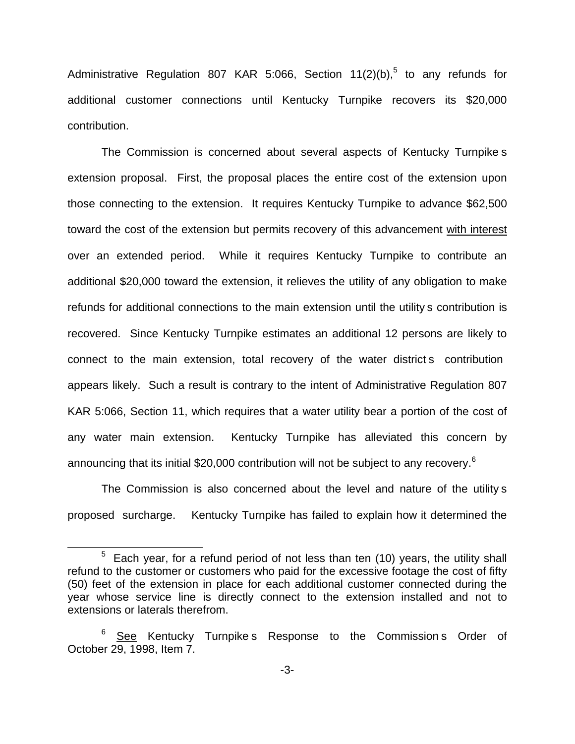Administrative Regulation 807 KAR 5:066, Section 11(2)(b),[5] to any refunds for additional customer connections until Kentucky Turnpike recovers its $20,000 contribution.

The Commission is concerned about several aspects of Kentucky Turnpike s extension proposal. First, the proposal places the entire cost of the extension upon those connecting to the extension. It requires Kentucky Turnpike to advance $62,500 toward the cost of the extension but permits recovery of this advancement with interest over an extended period. While it requires Kentucky Turnpike to contribute an additional $20,000 toward the extension, it relieves the utility of any obligation to make refunds for additional connections to the main extension until the utility s contribution is recovered. Since Kentucky Turnpike estimates an additional 12 persons are likely to connect to the main extension, total recovery of the water district s contribution appears likely. Such a result is contrary to the intent of Administrative Regulation 807 KAR 5:066, Section 11, which requires that a water utility bear a portion of the cost of any water main extension. Kentucky Turnpike has alleviated this concern by announcing that its initial $20,000 contribution will not be subject to any recovery.[6]

The Commission is also concerned about the level and nature of the utility s proposed surcharge. Kentucky Turnpike has failed to explain how it determined the

---

[5] Each year, for a refund period of not less than ten (10) years, the utility shall refund to the customer or customers who paid for the excessive footage the cost of fifty (50) feet of the extension in place for each additional customer connected during the year whose service line is directly connect to the extension installed and not to extensions or laterals therefrom.

[6] See Kentucky Turnpike s Response to the Commission s Order of October 29, 1998, Item 7.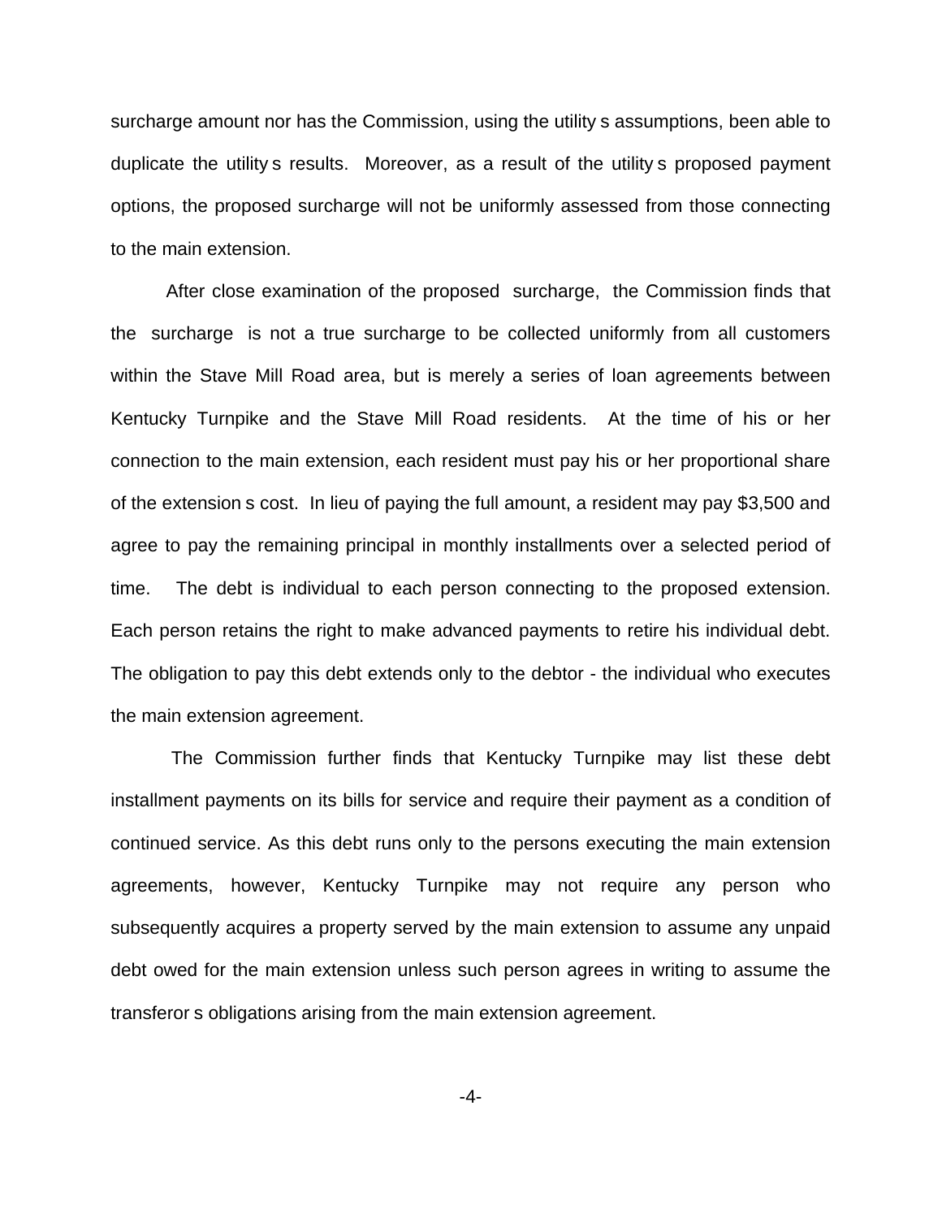surcharge amount nor has the Commission, using the utility s assumptions, been able to duplicate the utility s results. Moreover, as a result of the utility s proposed payment options, the proposed surcharge will not be uniformly assessed from those connecting to the main extension.

After close examination of the proposed surcharge, the Commission finds that the surcharge is not a true surcharge to be collected uniformly from all customers within the Stave Mill Road area, but is merely a series of loan agreements between Kentucky Turnpike and the Stave Mill Road residents. At the time of his or her connection to the main extension, each resident must pay his or her proportional share of the extension s cost. In lieu of paying the full amount, a resident may pay $3,500 and agree to pay the remaining principal in monthly installments over a selected period of time. The debt is individual to each person connecting to the proposed extension. Each person retains the right to make advanced payments to retire his individual debt. The obligation to pay this debt extends only to the debtor - the individual who executes the main extension agreement.

The Commission further finds that Kentucky Turnpike may list these debt installment payments on its bills for service and require their payment as a condition of continued service. As this debt runs only to the persons executing the main extension agreements, however, Kentucky Turnpike may not require any person who subsequently acquires a property served by the main extension to assume any unpaid debt owed for the main extension unless such person agrees in writing to assume the transferor s obligations arising from the main extension agreement.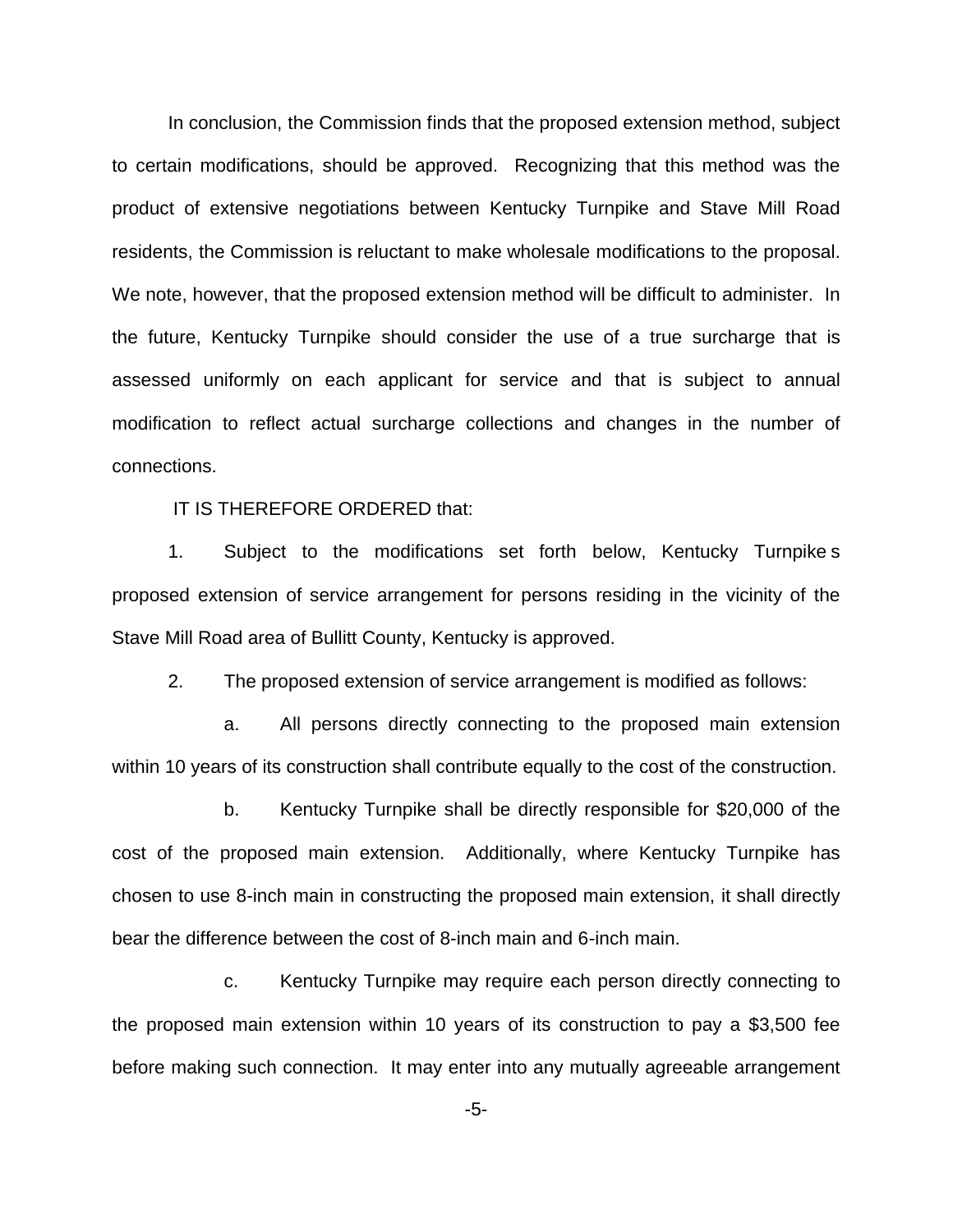In conclusion, the Commission finds that the proposed extension method, subject to certain modifications, should be approved. Recognizing that this method was the product of extensive negotiations between Kentucky Turnpike and Stave Mill Road residents, the Commission is reluctant to make wholesale modifications to the proposal. We note, however, that the proposed extension method will be difficult to administer. In the future, Kentucky Turnpike should consider the use of a true surcharge that is assessed uniformly on each applicant for service and that is subject to annual modification to reflect actual surcharge collections and changes in the number of connections.

IT IS THEREFORE ORDERED that:

1. Subject to the modifications set forth below, Kentucky Turnpike s proposed extension of service arrangement for persons residing in the vicinity of the Stave Mill Road area of Bullitt County, Kentucky is approved.

2. The proposed extension of service arrangement is modified as follows:

 a. All persons directly connecting to the proposed main extension within 10 years of its construction shall contribute equally to the cost of the construction.

 b. Kentucky Turnpike shall be directly responsible for $20,000 of the cost of the proposed main extension. Additionally, where Kentucky Turnpike has chosen to use 8-inch main in constructing the proposed main extension, it shall directly bear the difference between the cost of 8-inch main and 6-inch main.

 c. Kentucky Turnpike may require each person directly connecting to the proposed main extension within 10 years of its construction to pay a $3,500 fee before making such connection. It may enter into any mutually agreeable arrangement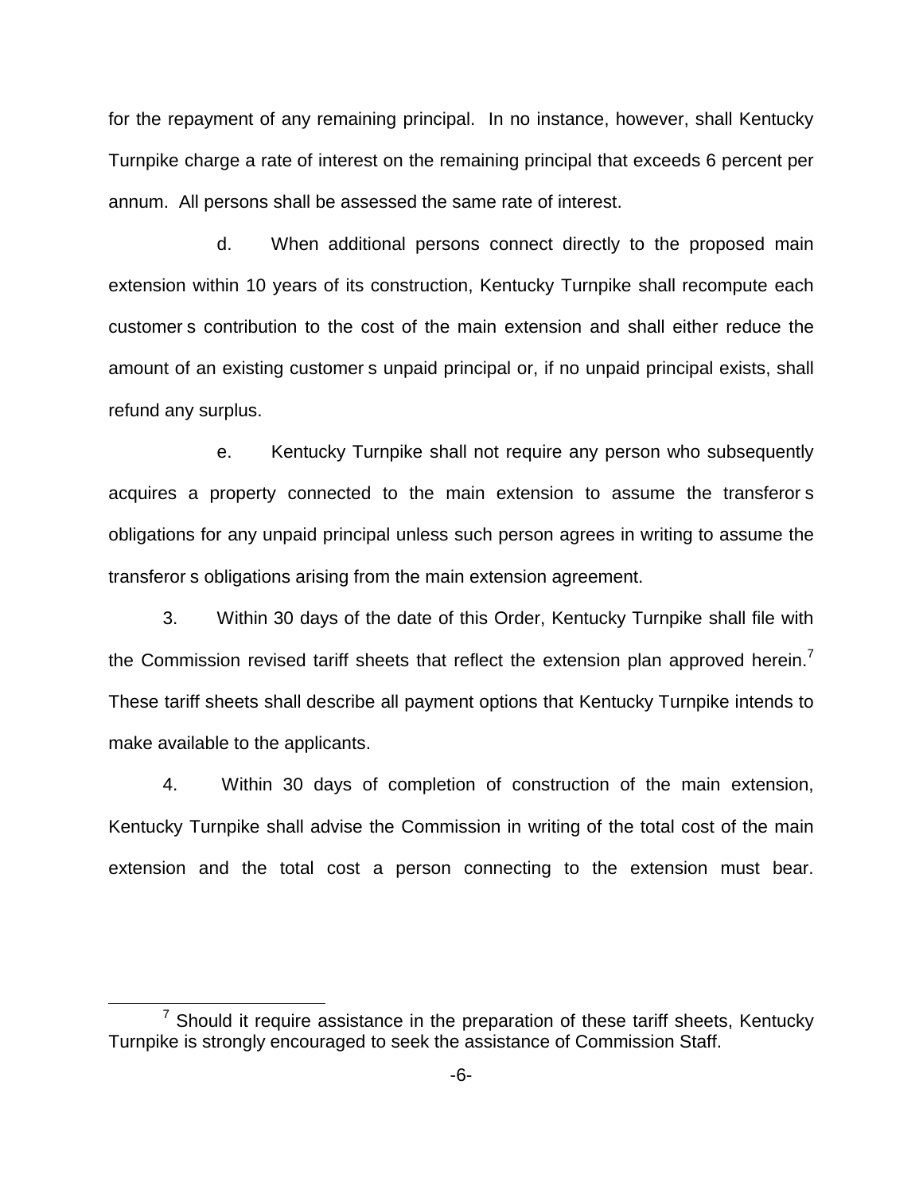for the repayment of any remaining principal. In no instance, however, shall Kentucky Turnpike charge a rate of interest on the remaining principal that exceeds 6 percent per annum. All persons shall be assessed the same rate of interest.

d. When additional persons connect directly to the proposed main extension within 10 years of its construction, Kentucky Turnpike shall recompute each customer s contribution to the cost of the main extension and shall either reduce the amount of an existing customer s unpaid principal or, if no unpaid principal exists, shall refund any surplus.

e. Kentucky Turnpike shall not require any person who subsequently acquires a property connected to the main extension to assume the transferor s obligations for any unpaid principal unless such person agrees in writing to assume the transferor s obligations arising from the main extension agreement.

3. Within 30 days of the date of this Order, Kentucky Turnpike shall file with the Commission revised tariff sheets that reflect the extension plan approved herein.[7] These tariff sheets shall describe all payment options that Kentucky Turnpike intends to make available to the applicants.

4. Within 30 days of completion of construction of the main extension, Kentucky Turnpike shall advise the Commission in writing of the total cost of the main extension and the total cost a person connecting to the extension must bear.

[7] Should it require assistance in the preparation of these tariff sheets, Kentucky Turnpike is strongly encouraged to seek the assistance of Commission Staff.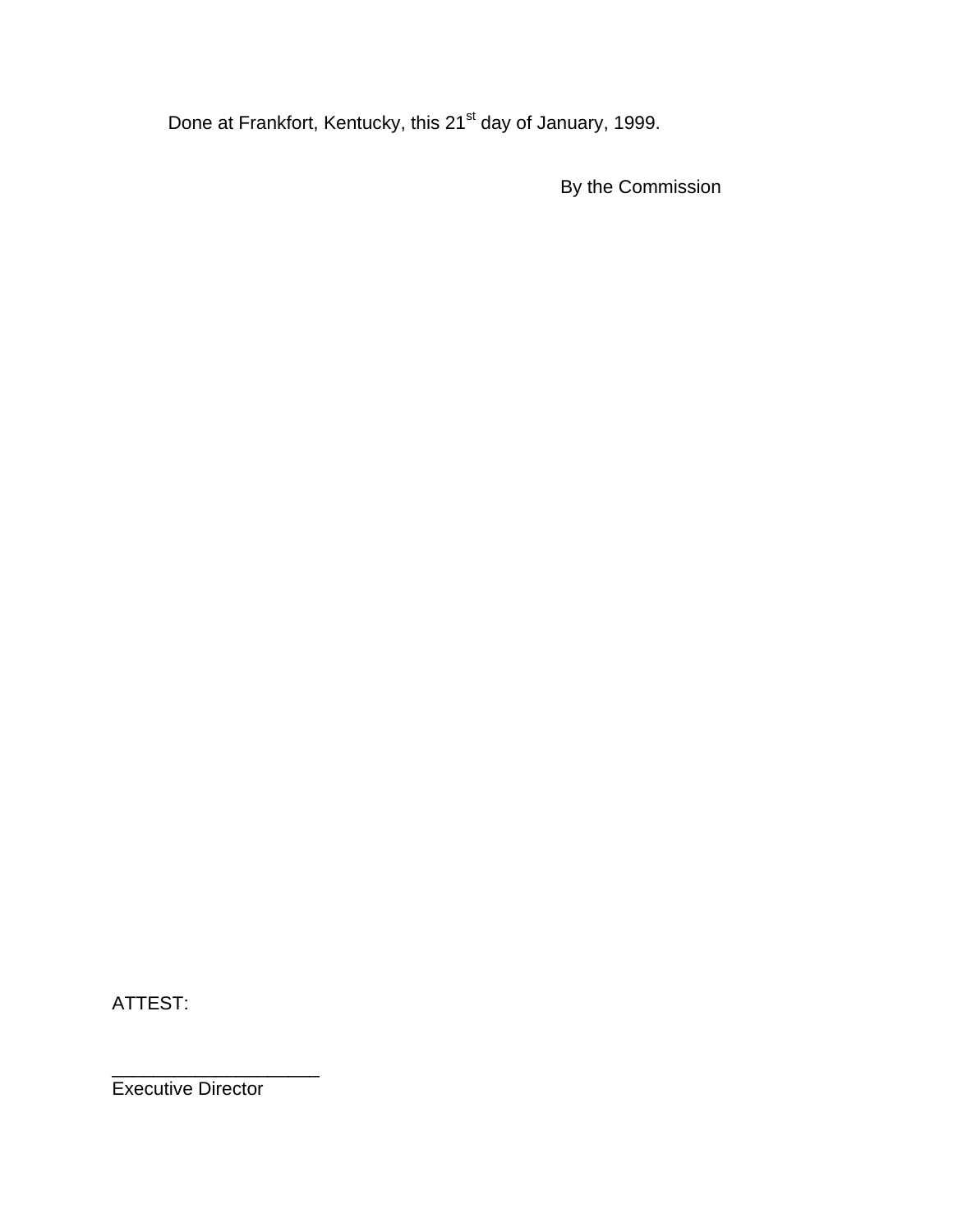Done at Frankfort, Kentucky, this 21st day of January, 1999.

By the Commission

ATTEST:

____________________
Executive Director